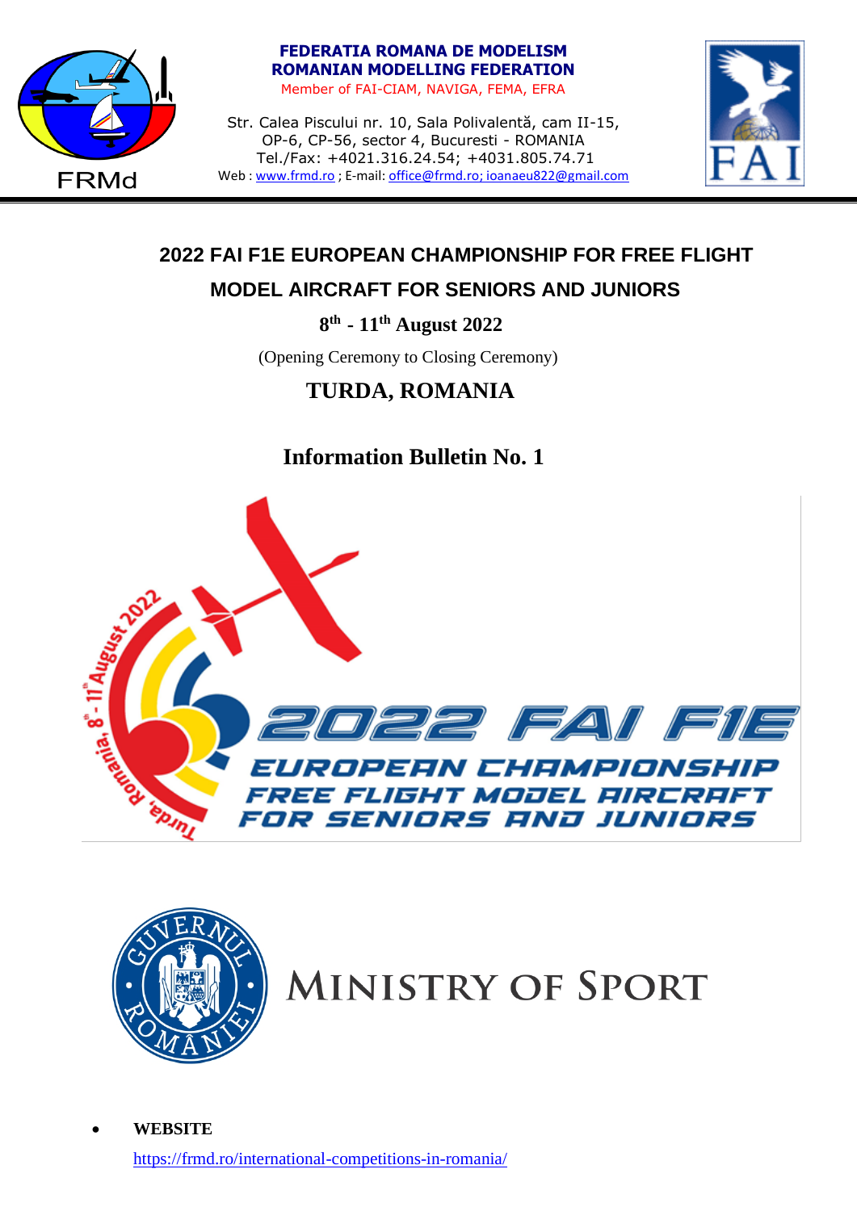**FEDERATIA ROMANA DE MODELISM**
**ROMANIAN MODELLING FEDERATION**
Member of FAI-CIAM, NAVIGA, FEMA, EFRA

Str. Calea Piscului nr. 10, Sala Polivalentă, cam II-15,
OP-6, CP-56, sector 4, Bucuresti - ROMANIA
Tel./Fax: +4021.316.24.54; +4031.805.74.71
Web : www.frmd.ro ; E-mail: office@frmd.ro; ioanaeu822@gmail.com

# 2022 FAI F1E EUROPEAN CHAMPIONSHIP FOR FREE FLIGHT MODEL AIRCRAFT FOR SENIORS AND JUNIORS

**8th - 11th August 2022**

(Opening Ceremony to Closing Ceremony)

## TURDA, ROMANIA

## Information Bulletin No. 1

2022 FAI F1E EUROPEAN CHAMPIONSHIP FREE FLIGHT MODEL AIRCRAFT FOR SENIORS AND JUNIORS

Turda, Romania, 8th - 11th August 2022

GUVERNUL ROMÂNIEI

MINISTRY OF SPORT

- **WEBSITE**

  https://frmd.ro/international-competitions-in-romania/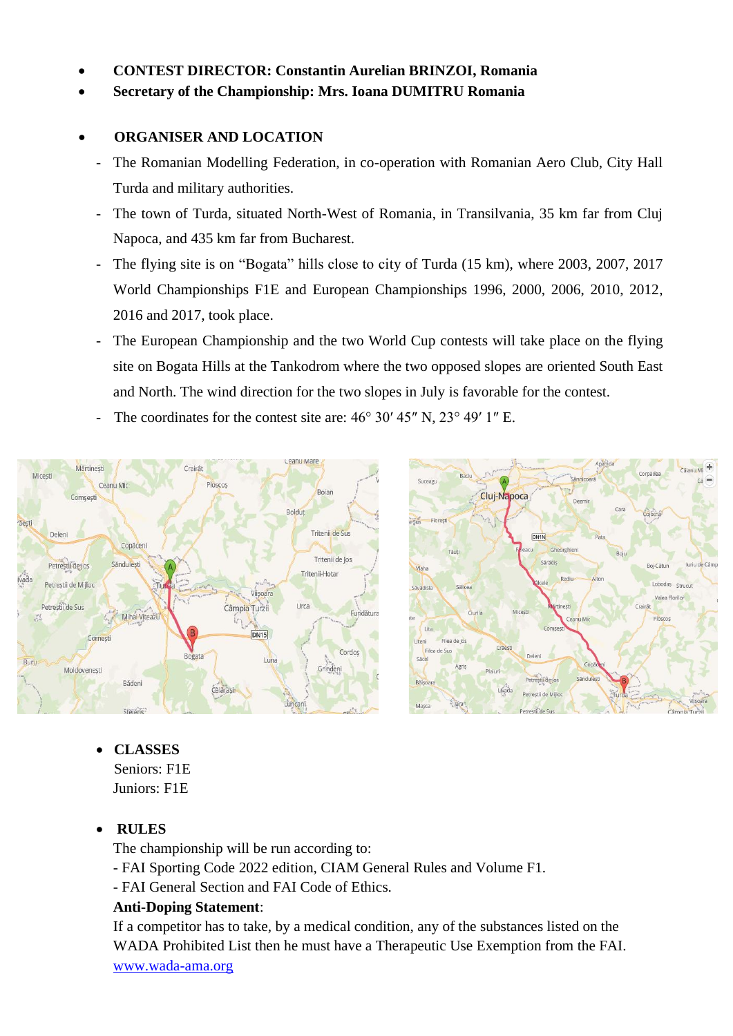- **CONTEST DIRECTOR: Constantin Aurelian BRINZOI, Romania**
- **Secretary of the Championship: Mrs. Ioana DUMITRU Romania**

- **ORGANISER AND LOCATION**
  - The Romanian Modelling Federation, in co-operation with Romanian Aero Club, City Hall Turda and military authorities.
  - The town of Turda, situated North-West of Romania, in Transilvania, 35 km far from Cluj Napoca, and 435 km far from Bucharest.
  - The flying site is on "Bogata" hills close to city of Turda (15 km), where 2003, 2007, 2017 World Championships F1E and European Championships 1996, 2000, 2006, 2010, 2012, 2016 and 2017, took place.
  - The European Championship and the two World Cup contests will take place on the flying site on Bogata Hills at the Tankodrom where the two opposed slopes are oriented South East and North. The wind direction for the two slopes in July is favorable for the contest.
  - The coordinates for the contest site are: 46° 30′ 45″ N, 23° 49′ 1″ E.

- **CLASSES**

  Seniors: F1E
  Juniors: F1E

- **RULES**

  The championship will be run according to:
  - FAI Sporting Code 2022 edition, CIAM General Rules and Volume F1.
  - FAI General Section and FAI Code of Ethics.

  **Anti-Doping Statement**:
  If a competitor has to take, by a medical condition, any of the substances listed on the WADA Prohibited List then he must have a Therapeutic Use Exemption from the FAI.
  www.wada-ama.org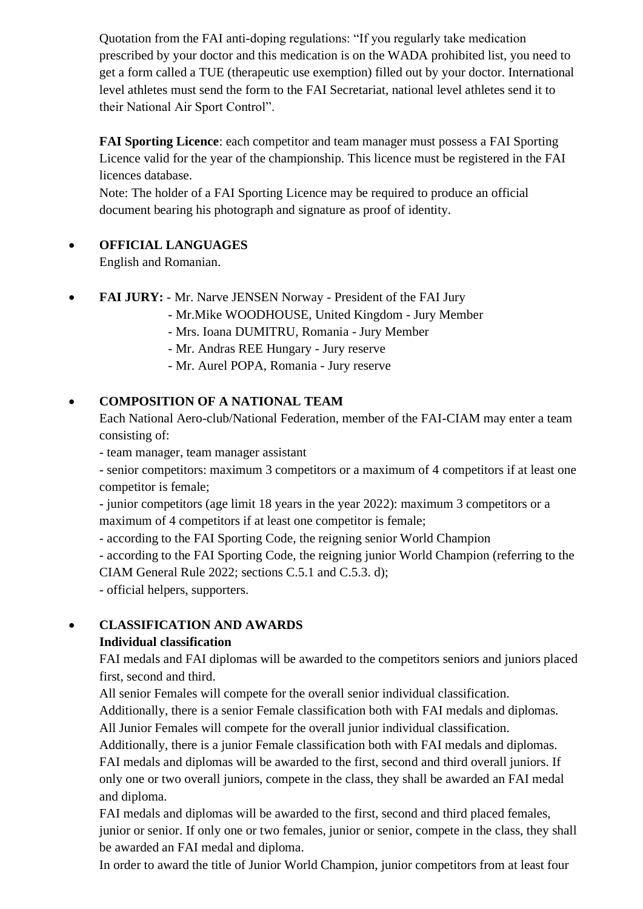Quotation from the FAI anti-doping regulations: "If you regularly take medication prescribed by your doctor and this medication is on the WADA prohibited list, you need to get a form called a TUE (therapeutic use exemption) filled out by your doctor. International level athletes must send the form to the FAI Secretariat, national level athletes send it to their National Air Sport Control".

**FAI Sporting Licence**: each competitor and team manager must possess a FAI Sporting Licence valid for the year of the championship. This licence must be registered in the FAI licences database.

Note: The holder of a FAI Sporting Licence may be required to produce an official document bearing his photograph and signature as proof of identity.

- **OFFICIAL LANGUAGES**

  English and Romanian.

- **FAI JURY:** - Mr. Narve JENSEN Norway - President of the FAI Jury
  - Mr.Mike WOODHOUSE, United Kingdom - Jury Member
  - Mrs. Ioana DUMITRU, Romania - Jury Member
  - Mr. Andras REE Hungary - Jury reserve
  - Mr. Aurel POPA, Romania - Jury reserve

- **COMPOSITION OF A NATIONAL TEAM**

  Each National Aero-club/National Federation, member of the FAI-CIAM may enter a team consisting of:
  - team manager, team manager assistant
  - senior competitors: maximum 3 competitors or a maximum of 4 competitors if at least one competitor is female;
  - junior competitors (age limit 18 years in the year 2022): maximum 3 competitors or a maximum of 4 competitors if at least one competitor is female;
  - according to the FAI Sporting Code, the reigning senior World Champion
  - according to the FAI Sporting Code, the reigning junior World Champion (referring to the CIAM General Rule 2022; sections C.5.1 and C.5.3. d);
  - official helpers, supporters.

- **CLASSIFICATION AND AWARDS**

  **Individual classification**

  FAI medals and FAI diplomas will be awarded to the competitors seniors and juniors placed first, second and third.

  All senior Females will compete for the overall senior individual classification. Additionally, there is a senior Female classification both with FAI medals and diplomas. All Junior Females will compete for the overall junior individual classification. Additionally, there is a junior Female classification both with FAI medals and diplomas. FAI medals and diplomas will be awarded to the first, second and third overall juniors. If only one or two overall juniors, compete in the class, they shall be awarded an FAI medal and diploma.

  FAI medals and diplomas will be awarded to the first, second and third placed females, junior or senior. If only one or two females, junior or senior, compete in the class, they shall be awarded an FAI medal and diploma.

  In order to award the title of Junior World Champion, junior competitors from at least four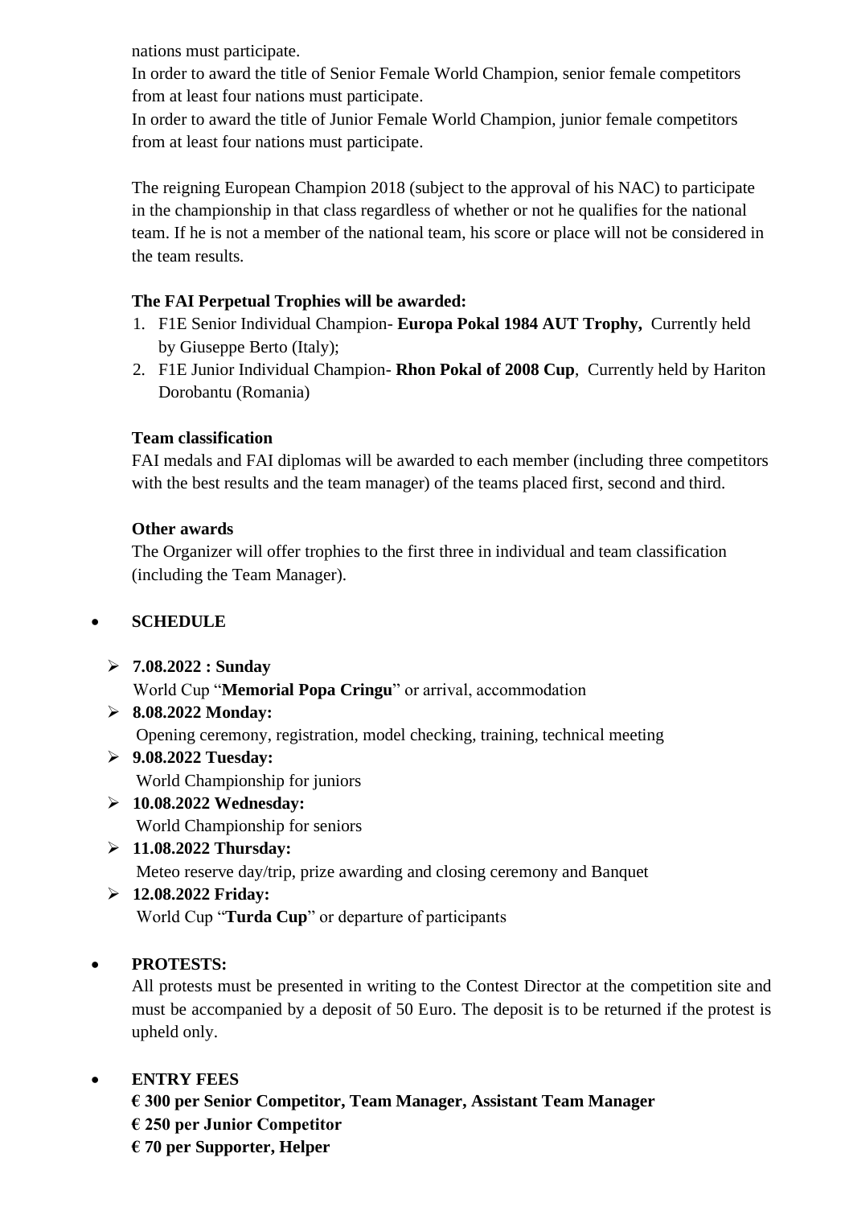nations must participate.

In order to award the title of Senior Female World Champion, senior female competitors from at least four nations must participate.

In order to award the title of Junior Female World Champion, junior female competitors from at least four nations must participate.

The reigning European Champion 2018 (subject to the approval of his NAC) to participate in the championship in that class regardless of whether or not he qualifies for the national team. If he is not a member of the national team, his score or place will not be considered in the team results.

**The FAI Perpetual Trophies will be awarded:**

1. F1E Senior Individual Champion- **Europa Pokal 1984 AUT Trophy,** Currently held by Giuseppe Berto (Italy);
2. F1E Junior Individual Champion- **Rhon Pokal of 2008 Cup**, Currently held by Hariton Dorobantu (Romania)

**Team classification**

FAI medals and FAI diplomas will be awarded to each member (including three competitors with the best results and the team manager) of the teams placed first, second and third.

**Other awards**

The Organizer will offer trophies to the first three in individual and team classification (including the Team Manager).

- **SCHEDULE**
  - **7.08.2022 : Sunday**
    World Cup "**Memorial Popa Cringu**" or arrival, accommodation
  - **8.08.2022 Monday:**
    Opening ceremony, registration, model checking, training, technical meeting
  - **9.08.2022 Tuesday:**
    World Championship for juniors
  - **10.08.2022 Wednesday:**
    World Championship for seniors
  - **11.08.2022 Thursday:**
    Meteo reserve day/trip, prize awarding and closing ceremony and Banquet
  - **12.08.2022 Friday:**
    World Cup "**Turda Cup**" or departure of participants

- **PROTESTS:**
  All protests must be presented in writing to the Contest Director at the competition site and must be accompanied by a deposit of 50 Euro. The deposit is to be returned if the protest is upheld only.

- **ENTRY FEES**
  **€ 300 per Senior Competitor, Team Manager, Assistant Team Manager**
  **€ 250 per Junior Competitor**
  **€ 70 per Supporter, Helper**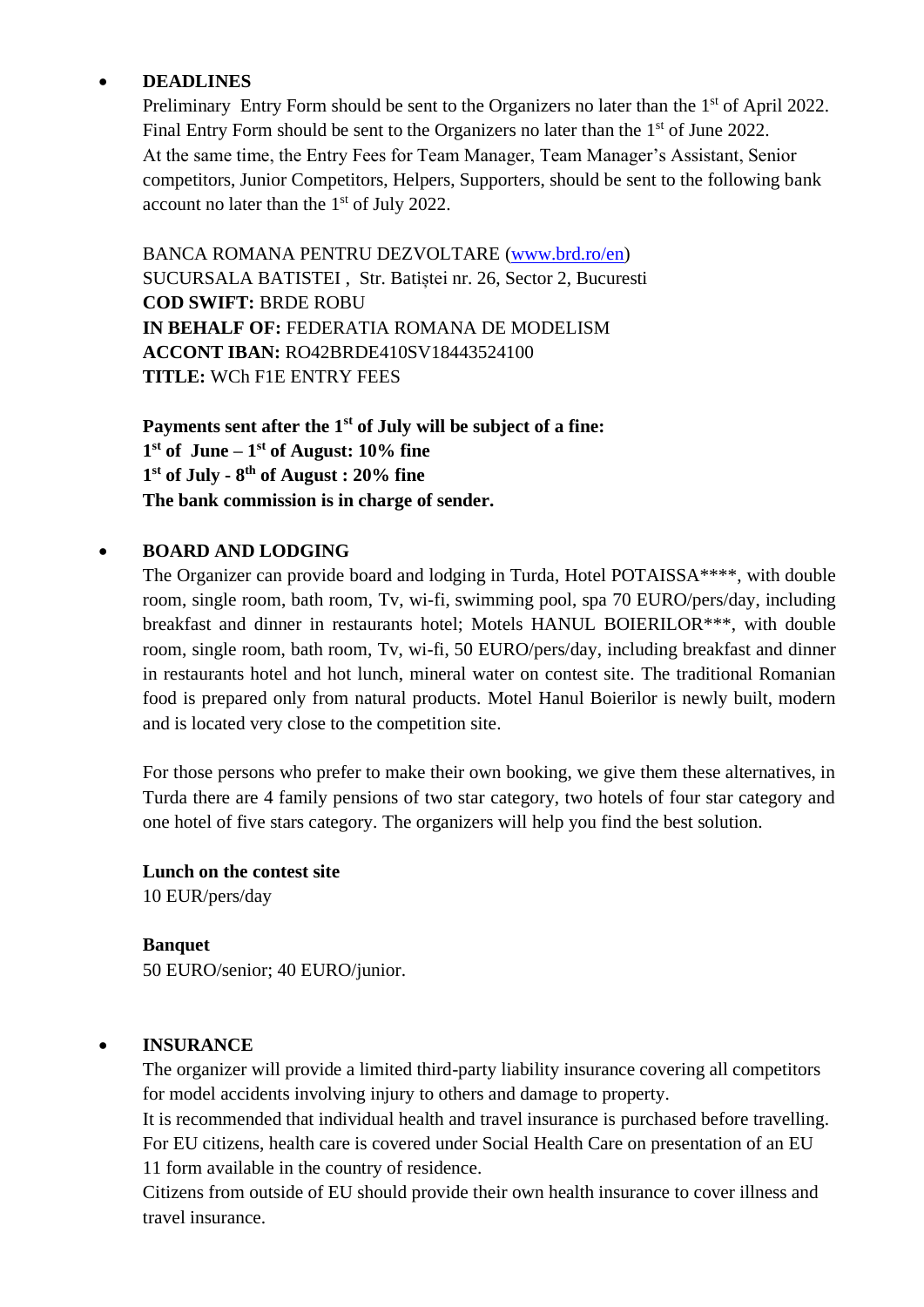- **DEADLINES**

  Preliminary Entry Form should be sent to the Organizers no later than the 1st of April 2022.
  Final Entry Form should be sent to the Organizers no later than the 1st of June 2022.
  At the same time, the Entry Fees for Team Manager, Team Manager's Assistant, Senior competitors, Junior Competitors, Helpers, Supporters, should be sent to the following bank account no later than the 1st of July 2022.

  BANCA ROMANA PENTRU DEZVOLTARE ([www.brd.ro/en](www.brd.ro/en))
  SUCURSALA BATISTEI , Str. Batiștei nr. 26, Sector 2, Bucuresti
  **COD SWIFT:** BRDE ROBU
  **IN BEHALF OF:** FEDERATIA ROMANA DE MODELISM
  **ACCONT IBAN:** RO42BRDE410SV18443524100
  **TITLE:** WCh F1E ENTRY FEES

  **Payments sent after the 1st of July will be subject of a fine:**
  **1st of June – 1st of August: 10% fine**
  **1st of July - 8th of August : 20% fine**
  **The bank commission is in charge of sender.**

- **BOARD AND LODGING**

  The Organizer can provide board and lodging in Turda, Hotel POTAISSA****, with double room, single room, bath room, Tv, wi-fi, swimming pool, spa 70 EURO/pers/day, including breakfast and dinner in restaurants hotel; Motels HANUL BOIERILOR***, with double room, single room, bath room, Tv, wi-fi, 50 EURO/pers/day, including breakfast and dinner in restaurants hotel and hot lunch, mineral water on contest site. The traditional Romanian food is prepared only from natural products. Motel Hanul Boierilor is newly built, modern and is located very close to the competition site.

  For those persons who prefer to make their own booking, we give them these alternatives, in Turda there are 4 family pensions of two star category, two hotels of four star category and one hotel of five stars category. The organizers will help you find the best solution.

  **Lunch on the contest site**
  10 EUR/pers/day

  **Banquet**
  50 EURO/senior; 40 EURO/junior.

- **INSURANCE**

  The organizer will provide a limited third-party liability insurance covering all competitors for model accidents involving injury to others and damage to property.
  It is recommended that individual health and travel insurance is purchased before travelling.
  For EU citizens, health care is covered under Social Health Care on presentation of an EU 11 form available in the country of residence.
  Citizens from outside of EU should provide their own health insurance to cover illness and travel insurance.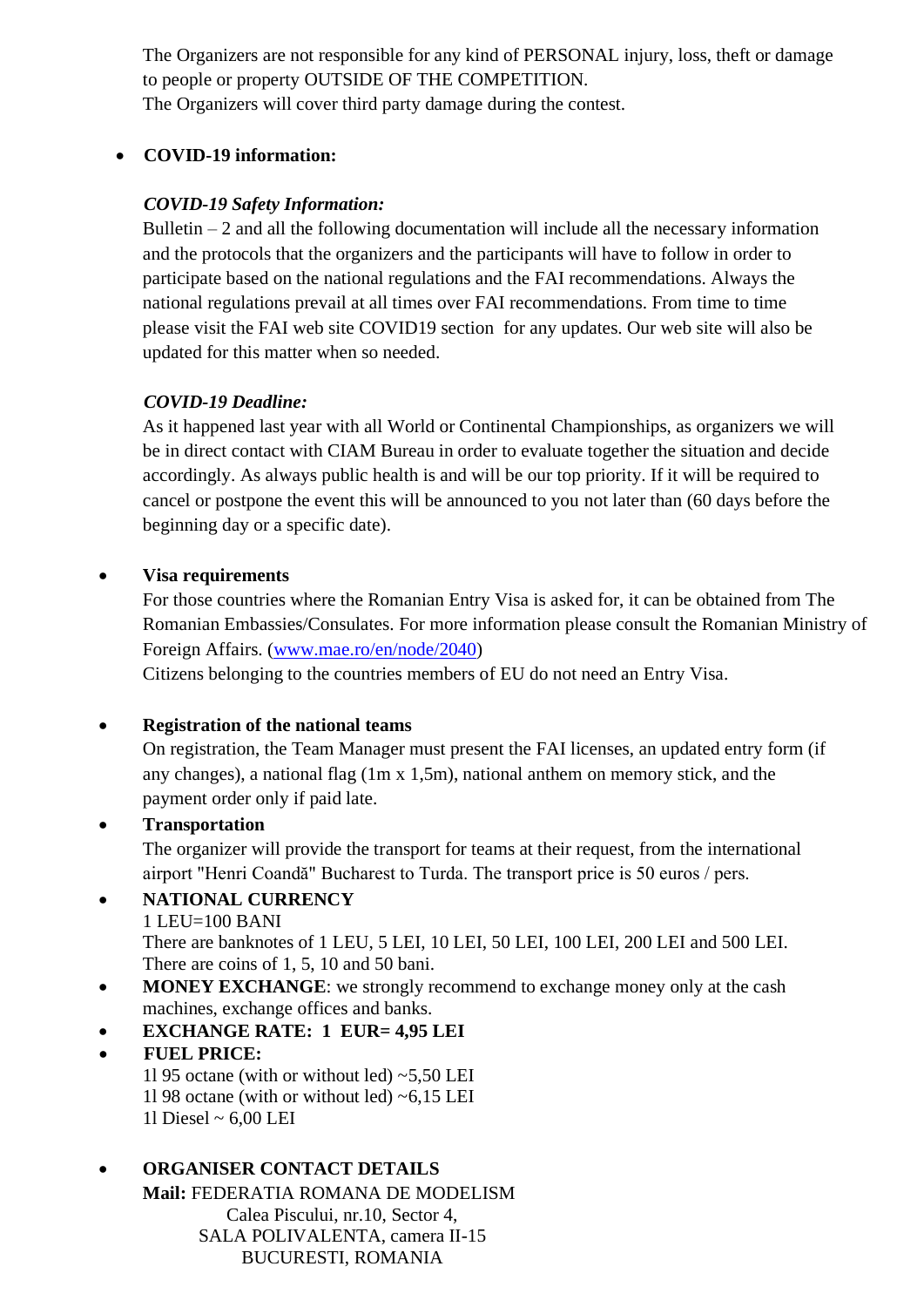The Organizers are not responsible for any kind of PERSONAL injury, loss, theft or damage to people or property OUTSIDE OF THE COMPETITION.
The Organizers will cover third party damage during the contest.

- **COVID-19 information:**

  ***COVID-19 Safety Information:***
  Bulletin – 2 and all the following documentation will include all the necessary information and the protocols that the organizers and the participants will have to follow in order to participate based on the national regulations and the FAI recommendations. Always the national regulations prevail at all times over FAI recommendations. From time to time please visit the FAI web site COVID19 section for any updates. Our web site will also be updated for this matter when so needed.

  ***COVID-19 Deadline:***
  As it happened last year with all World or Continental Championships, as organizers we will be in direct contact with CIAM Bureau in order to evaluate together the situation and decide accordingly. As always public health is and will be our top priority. If it will be required to cancel or postpone the event this will be announced to you not later than (60 days before the beginning day or a specific date).

- **Visa requirements**
  For those countries where the Romanian Entry Visa is asked for, it can be obtained from The Romanian Embassies/Consulates. For more information please consult the Romanian Ministry of Foreign Affairs. ([www.mae.ro/en/node/2040](http://www.mae.ro/en/node/2040))
  Citizens belonging to the countries members of EU do not need an Entry Visa.

- **Registration of the national teams**
  On registration, the Team Manager must present the FAI licenses, an updated entry form (if any changes), a national flag (1m x 1,5m), national anthem on memory stick, and the payment order only if paid late.

- **Transportation**
  The organizer will provide the transport for teams at their request, from the international airport "Henri Coandă" Bucharest to Turda. The transport price is 50 euros / pers.

- **NATIONAL CURRENCY**
  1 LEU=100 BANI
  There are banknotes of 1 LEU, 5 LEI, 10 LEI, 50 LEI, 100 LEI, 200 LEI and 500 LEI.
  There are coins of 1, 5, 10 and 50 bani.

- **MONEY EXCHANGE**: we strongly recommend to exchange money only at the cash machines, exchange offices and banks.

- **EXCHANGE RATE: 1 EUR= 4,95 LEI**

- **FUEL PRICE:**
  1l 95 octane (with or without led) ~5,50 LEI
  1l 98 octane (with or without led) ~6,15 LEI
  1l Diesel ~ 6,00 LEI

- **ORGANISER CONTACT DETAILS**
  **Mail:** FEDERATIA ROMANA DE MODELISM
  Calea Piscului, nr.10, Sector 4,
  SALA POLIVALENTA, camera II-15
  BUCURESTI, ROMANIA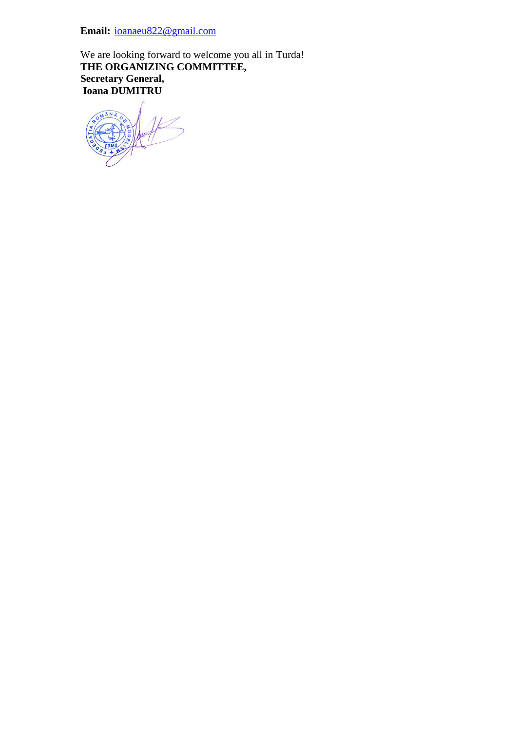**Email:** ioanaeu822@gmail.com

We are looking forward to welcome you all in Turda!
**THE ORGANIZING COMMITTEE,**
**Secretary General,**
**Ioana DUMITRU**